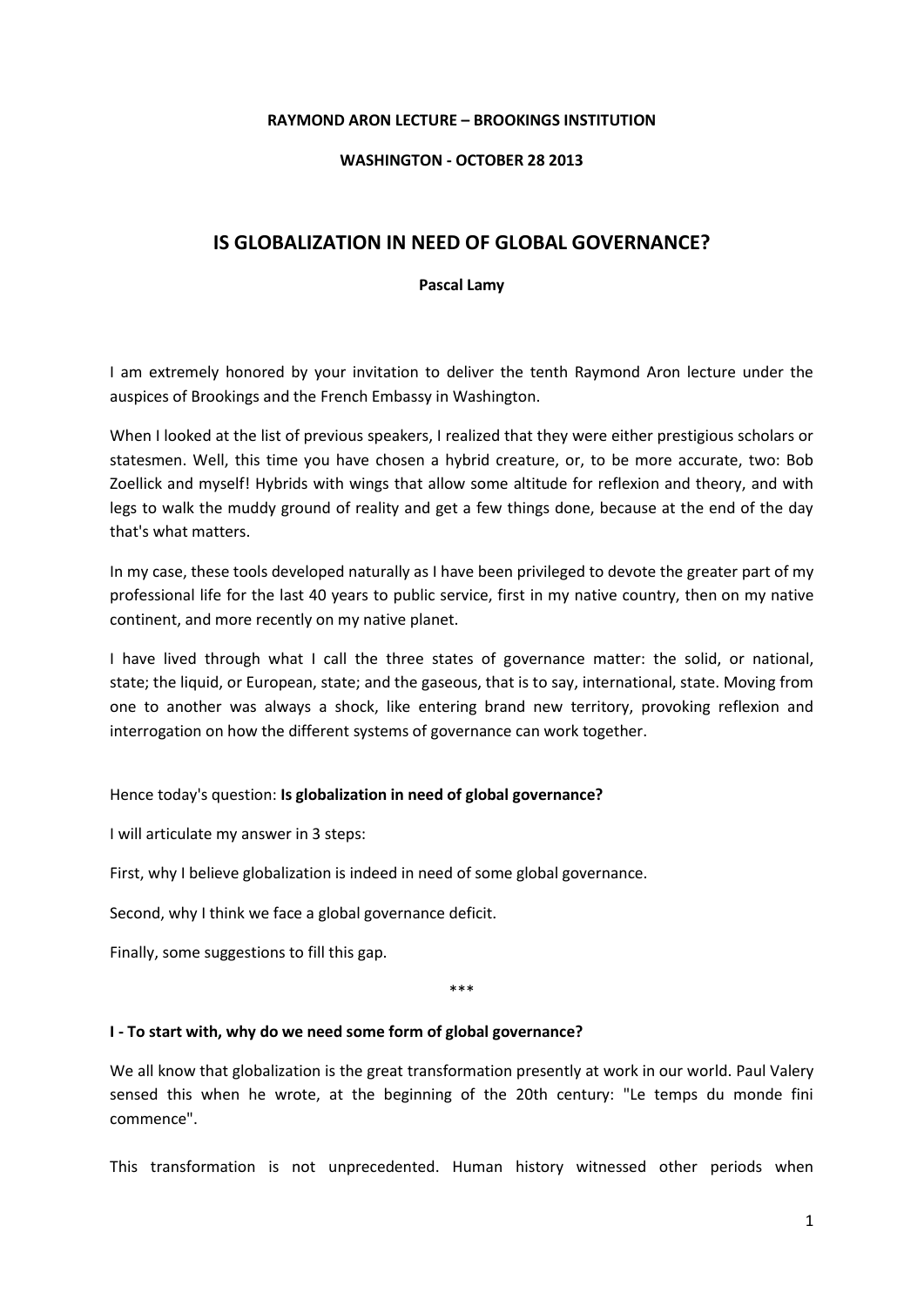**RAYMOND ARON LECTURE – BROOKINGS INSTITUTION**

**WASHINGTON - OCTOBER 28 2013**

# IS GLOBALIZATION IN NEED OF GLOBAL GOVERNANCE?

**Pascal Lamy**

I am extremely honored by your invitation to deliver the tenth Raymond Aron lecture under the auspices of Brookings and the French Embassy in Washington.

When I looked at the list of previous speakers, I realized that they were either prestigious scholars or statesmen. Well, this time you have chosen a hybrid creature, or, to be more accurate, two: Bob Zoellick and myself! Hybrids with wings that allow some altitude for reflexion and theory, and with legs to walk the muddy ground of reality and get a few things done, because at the end of the day that's what matters.

In my case, these tools developed naturally as I have been privileged to devote the greater part of my professional life for the last 40 years to public service, first in my native country, then on my native continent, and more recently on my native planet.

I have lived through what I call the three states of governance matter: the solid, or national, state; the liquid, or European, state; and the gaseous, that is to say, international, state. Moving from one to another was always a shock, like entering brand new territory, provoking reflexion and interrogation on how the different systems of governance can work together.

Hence today's question: **Is globalization in need of global governance?**

I will articulate my answer in 3 steps:

First, why I believe globalization is indeed in need of some global governance.

Second, why I think we face a global governance deficit.

Finally, some suggestions to fill this gap.

\*\*\*

## I - To start with, why do we need some form of global governance?

We all know that globalization is the great transformation presently at work in our world. Paul Valery sensed this when he wrote, at the beginning of the 20th century: "Le temps du monde fini commence".

This transformation is not unprecedented. Human history witnessed other periods when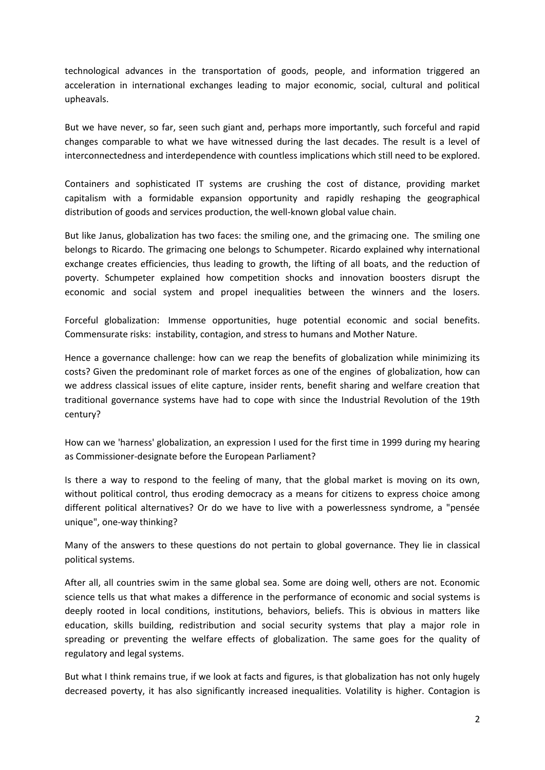technological advances in the transportation of goods, people, and information triggered an acceleration in international exchanges leading to major economic, social, cultural and political upheavals.

But we have never, so far, seen such giant and, perhaps more importantly, such forceful and rapid changes comparable to what we have witnessed during the last decades. The result is a level of interconnectedness and interdependence with countless implications which still need to be explored.

Containers and sophisticated IT systems are crushing the cost of distance, providing market capitalism with a formidable expansion opportunity and rapidly reshaping the geographical distribution of goods and services production, the well-known global value chain.

But like Janus, globalization has two faces: the smiling one, and the grimacing one. The smiling one belongs to Ricardo. The grimacing one belongs to Schumpeter. Ricardo explained why international exchange creates efficiencies, thus leading to growth, the lifting of all boats, and the reduction of poverty. Schumpeter explained how competition shocks and innovation boosters disrupt the economic and social system and propel inequalities between the winners and the losers.

Forceful globalization: Immense opportunities, huge potential economic and social benefits. Commensurate risks: instability, contagion, and stress to humans and Mother Nature.

Hence a governance challenge: how can we reap the benefits of globalization while minimizing its costs? Given the predominant role of market forces as one of the engines of globalization, how can we address classical issues of elite capture, insider rents, benefit sharing and welfare creation that traditional governance systems have had to cope with since the Industrial Revolution of the 19th century?

How can we 'harness' globalization, an expression I used for the first time in 1999 during my hearing as Commissioner-designate before the European Parliament?

Is there a way to respond to the feeling of many, that the global market is moving on its own, without political control, thus eroding democracy as a means for citizens to express choice among different political alternatives? Or do we have to live with a powerlessness syndrome, a "pensée unique", one-way thinking?

Many of the answers to these questions do not pertain to global governance. They lie in classical political systems.

After all, all countries swim in the same global sea. Some are doing well, others are not. Economic science tells us that what makes a difference in the performance of economic and social systems is deeply rooted in local conditions, institutions, behaviors, beliefs. This is obvious in matters like education, skills building, redistribution and social security systems that play a major role in spreading or preventing the welfare effects of globalization. The same goes for the quality of regulatory and legal systems.

But what I think remains true, if we look at facts and figures, is that globalization has not only hugely decreased poverty, it has also significantly increased inequalities. Volatility is higher. Contagion is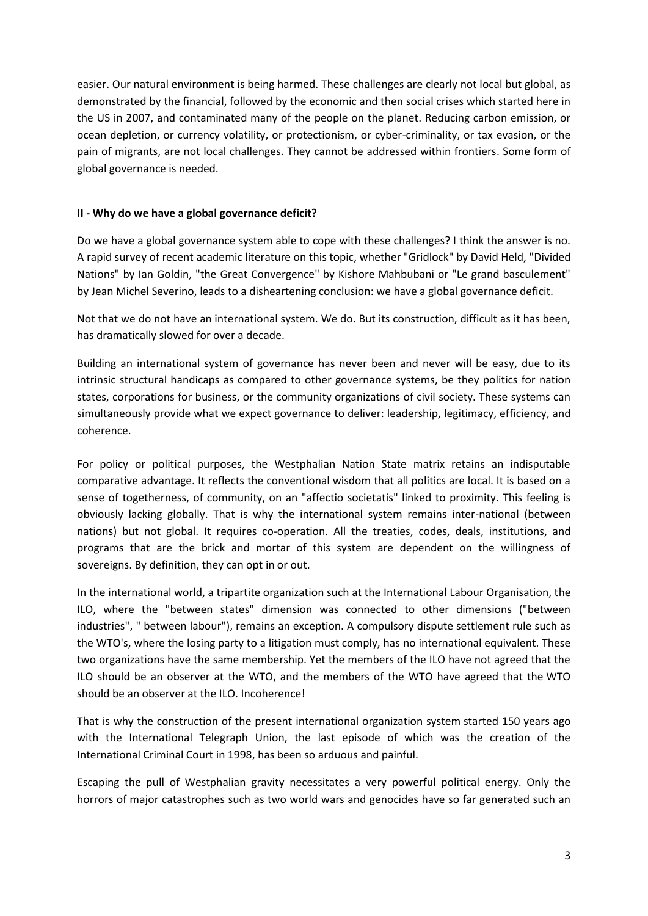easier. Our natural environment is being harmed. These challenges are clearly not local but global, as demonstrated by the financial, followed by the economic and then social crises which started here in the US in 2007, and contaminated many of the people on the planet. Reducing carbon emission, or ocean depletion, or currency volatility, or protectionism, or cyber-criminality, or tax evasion, or the pain of migrants, are not local challenges. They cannot be addressed within frontiers. Some form of global governance is needed.

**II - Why do we have a global governance deficit?**

Do we have a global governance system able to cope with these challenges? I think the answer is no. A rapid survey of recent academic literature on this topic, whether "Gridlock" by David Held, "Divided Nations" by Ian Goldin, "the Great Convergence" by Kishore Mahbubani or "Le grand basculement" by Jean Michel Severino, leads to a disheartening conclusion: we have a global governance deficit.

Not that we do not have an international system. We do. But its construction, difficult as it has been, has dramatically slowed for over a decade.

Building an international system of governance has never been and never will be easy, due to its intrinsic structural handicaps as compared to other governance systems, be they politics for nation states, corporations for business, or the community organizations of civil society. These systems can simultaneously provide what we expect governance to deliver: leadership, legitimacy, efficiency, and coherence.

For policy or political purposes, the Westphalian Nation State matrix retains an indisputable comparative advantage. It reflects the conventional wisdom that all politics are local. It is based on a sense of togetherness, of community, on an "affectio societatis" linked to proximity. This feeling is obviously lacking globally. That is why the international system remains inter-national (between nations) but not global. It requires co-operation. All the treaties, codes, deals, institutions, and programs that are the brick and mortar of this system are dependent on the willingness of sovereigns. By definition, they can opt in or out.

In the international world, a tripartite organization such at the International Labour Organisation, the ILO, where the "between states" dimension was connected to other dimensions ("between industries", " between labour"), remains an exception. A compulsory dispute settlement rule such as the WTO's, where the losing party to a litigation must comply, has no international equivalent. These two organizations have the same membership. Yet the members of the ILO have not agreed that the ILO should be an observer at the WTO, and the members of the WTO have agreed that the WTO should be an observer at the ILO. Incoherence!

That is why the construction of the present international organization system started 150 years ago with the International Telegraph Union, the last episode of which was the creation of the International Criminal Court in 1998, has been so arduous and painful.

Escaping the pull of Westphalian gravity necessitates a very powerful political energy. Only the horrors of major catastrophes such as two world wars and genocides have so far generated such an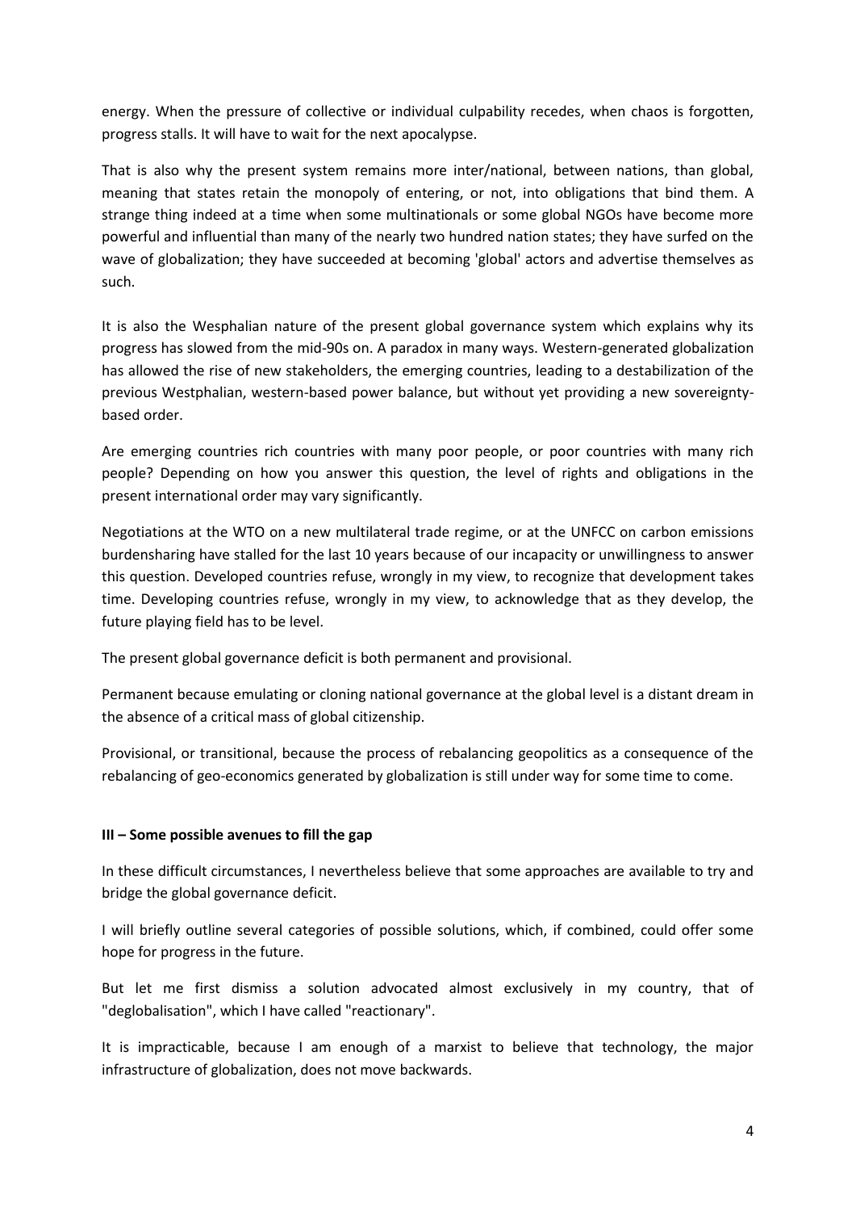energy. When the pressure of collective or individual culpability recedes, when chaos is forgotten, progress stalls. It will have to wait for the next apocalypse.

That is also why the present system remains more inter/national, between nations, than global, meaning that states retain the monopoly of entering, or not, into obligations that bind them. A strange thing indeed at a time when some multinationals or some global NGOs have become more powerful and influential than many of the nearly two hundred nation states; they have surfed on the wave of globalization; they have succeeded at becoming 'global' actors and advertise themselves as such.

It is also the Wesphalian nature of the present global governance system which explains why its progress has slowed from the mid-90s on. A paradox in many ways. Western-generated globalization has allowed the rise of new stakeholders, the emerging countries, leading to a destabilization of the previous Westphalian, western-based power balance, but without yet providing a new sovereignty-based order.

Are emerging countries rich countries with many poor people, or poor countries with many rich people? Depending on how you answer this question, the level of rights and obligations in the present international order may vary significantly.

Negotiations at the WTO on a new multilateral trade regime, or at the UNFCC on carbon emissions burdensharing have stalled for the last 10 years because of our incapacity or unwillingness to answer this question. Developed countries refuse, wrongly in my view, to recognize that development takes time. Developing countries refuse, wrongly in my view, to acknowledge that as they develop, the future playing field has to be level.

The present global governance deficit is both permanent and provisional.

Permanent because emulating or cloning national governance at the global level is a distant dream in the absence of a critical mass of global citizenship.

Provisional, or transitional, because the process of rebalancing geopolitics as a consequence of the rebalancing of geo-economics generated by globalization is still under way for some time to come.

### III – Some possible avenues to fill the gap

In these difficult circumstances, I nevertheless believe that some approaches are available to try and bridge the global governance deficit.

I will briefly outline several categories of possible solutions, which, if combined, could offer some hope for progress in the future.

But let me first dismiss a solution advocated almost exclusively in my country, that of "deglobalisation", which I have called "reactionary".

It is impracticable, because I am enough of a marxist to believe that technology, the major infrastructure of globalization, does not move backwards.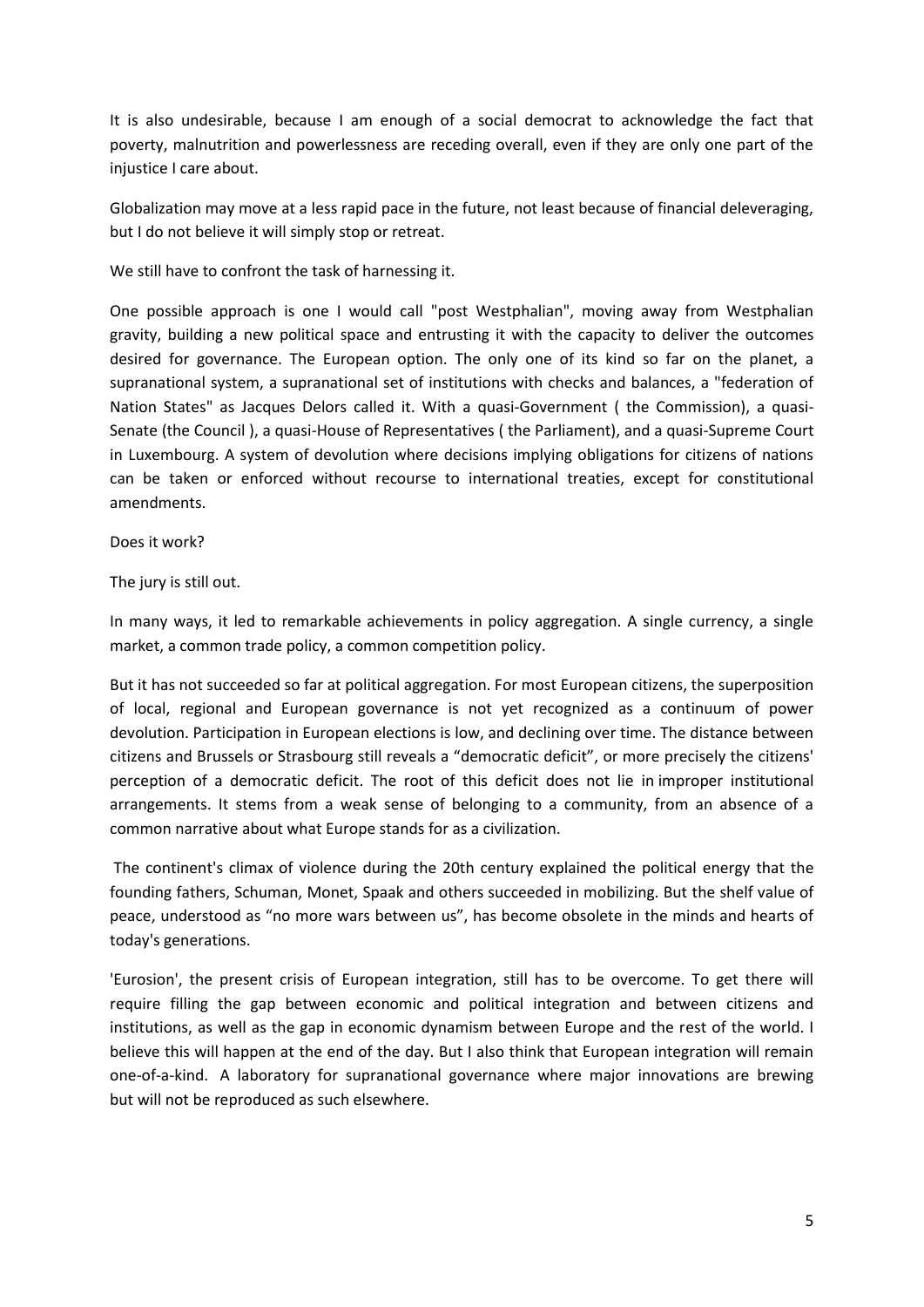It is also undesirable, because I am enough of a social democrat to acknowledge the fact that poverty, malnutrition and powerlessness are receding overall, even if they are only one part of the injustice I care about.

Globalization may move at a less rapid pace in the future, not least because of financial deleveraging, but I do not believe it will simply stop or retreat.

We still have to confront the task of harnessing it.

One possible approach is one I would call "post Westphalian", moving away from Westphalian gravity, building a new political space and entrusting it with the capacity to deliver the outcomes desired for governance. The European option. The only one of its kind so far on the planet, a supranational system, a supranational set of institutions with checks and balances, a "federation of Nation States" as Jacques Delors called it. With a quasi-Government ( the Commission), a quasi-Senate (the Council ), a quasi-House of Representatives ( the Parliament), and a quasi-Supreme Court in Luxembourg. A system of devolution where decisions implying obligations for citizens of nations can be taken or enforced without recourse to international treaties, except for constitutional amendments.

Does it work?

The jury is still out.

In many ways, it led to remarkable achievements in policy aggregation. A single currency, a single market, a common trade policy, a common competition policy.

But it has not succeeded so far at political aggregation. For most European citizens, the superposition of local, regional and European governance is not yet recognized as a continuum of power devolution. Participation in European elections is low, and declining over time. The distance between citizens and Brussels or Strasbourg still reveals a "democratic deficit", or more precisely the citizens' perception of a democratic deficit. The root of this deficit does not lie in improper institutional arrangements. It stems from a weak sense of belonging to a community, from an absence of a common narrative about what Europe stands for as a civilization.

The continent's climax of violence during the 20th century explained the political energy that the founding fathers, Schuman, Monet, Spaak and others succeeded in mobilizing. But the shelf value of peace, understood as "no more wars between us", has become obsolete in the minds and hearts of today's generations.

'Eurosion', the present crisis of European integration, still has to be overcome. To get there will require filling the gap between economic and political integration and between citizens and institutions, as well as the gap in economic dynamism between Europe and the rest of the world. I believe this will happen at the end of the day. But I also think that European integration will remain one-of-a-kind. A laboratory for supranational governance where major innovations are brewing but will not be reproduced as such elsewhere.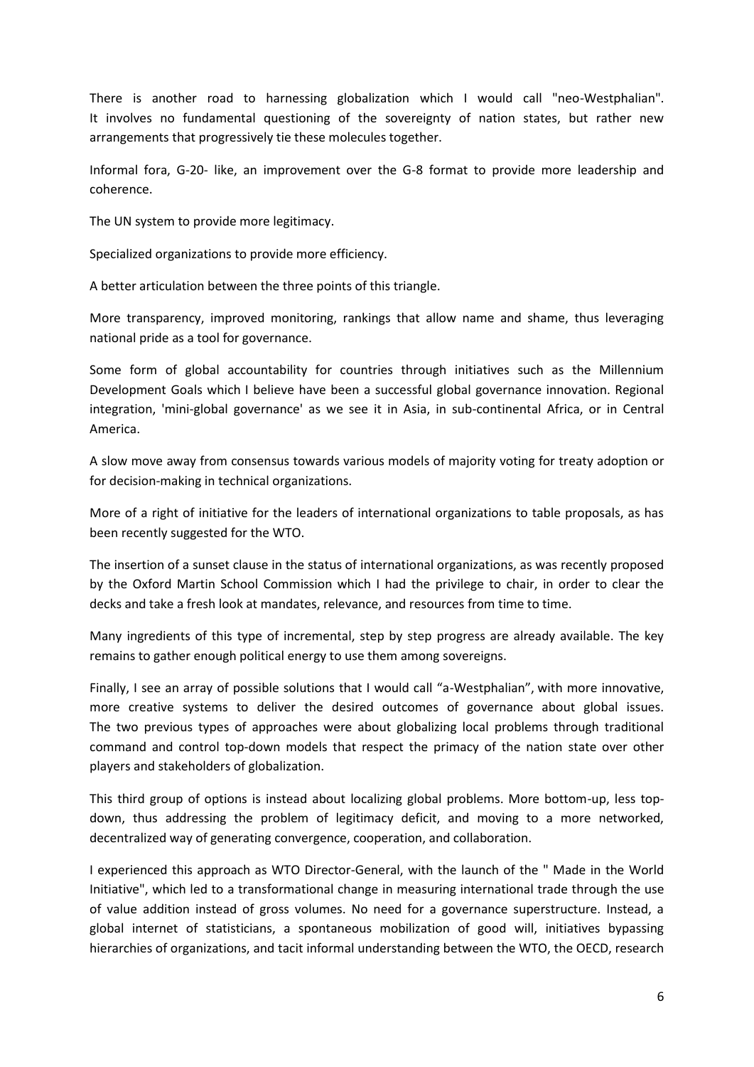There is another road to harnessing globalization which I would call "neo-Westphalian". It involves no fundamental questioning of the sovereignty of nation states, but rather new arrangements that progressively tie these molecules together.

Informal fora, G-20- like, an improvement over the G-8 format to provide more leadership and coherence.

The UN system to provide more legitimacy.

Specialized organizations to provide more efficiency.

A better articulation between the three points of this triangle.

More transparency, improved monitoring, rankings that allow name and shame, thus leveraging national pride as a tool for governance.

Some form of global accountability for countries through initiatives such as the Millennium Development Goals which I believe have been a successful global governance innovation. Regional integration, 'mini-global governance' as we see it in Asia, in sub-continental Africa, or in Central America.

A slow move away from consensus towards various models of majority voting for treaty adoption or for decision-making in technical organizations.

More of a right of initiative for the leaders of international organizations to table proposals, as has been recently suggested for the WTO.

The insertion of a sunset clause in the status of international organizations, as was recently proposed by the Oxford Martin School Commission which I had the privilege to chair, in order to clear the decks and take a fresh look at mandates, relevance, and resources from time to time.

Many ingredients of this type of incremental, step by step progress are already available. The key remains to gather enough political energy to use them among sovereigns.

Finally, I see an array of possible solutions that I would call "a-Westphalian", with more innovative, more creative systems to deliver the desired outcomes of governance about global issues. The two previous types of approaches were about globalizing local problems through traditional command and control top-down models that respect the primacy of the nation state over other players and stakeholders of globalization.

This third group of options is instead about localizing global problems. More bottom-up, less top-down, thus addressing the problem of legitimacy deficit, and moving to a more networked, decentralized way of generating convergence, cooperation, and collaboration.

I experienced this approach as WTO Director-General, with the launch of the " Made in the World Initiative", which led to a transformational change in measuring international trade through the use of value addition instead of gross volumes. No need for a governance superstructure. Instead, a global internet of statisticians, a spontaneous mobilization of good will, initiatives bypassing hierarchies of organizations, and tacit informal understanding between the WTO, the OECD, research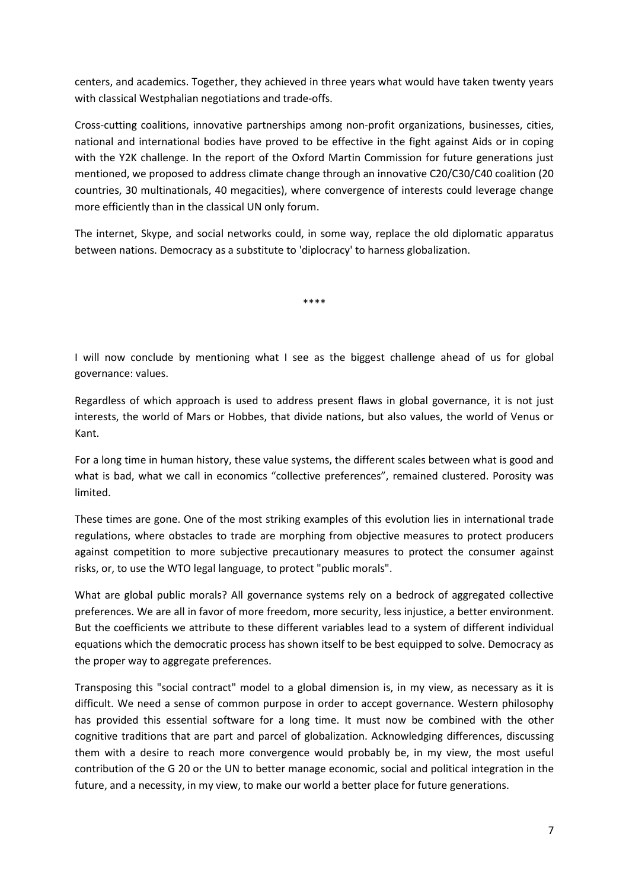centers, and academics. Together, they achieved in three years what would have taken twenty years with classical Westphalian negotiations and trade-offs.

Cross-cutting coalitions, innovative partnerships among non-profit organizations, businesses, cities, national and international bodies have proved to be effective in the fight against Aids or in coping with the Y2K challenge. In the report of the Oxford Martin Commission for future generations just mentioned, we proposed to address climate change through an innovative C20/C30/C40 coalition (20 countries, 30 multinationals, 40 megacities), where convergence of interests could leverage change more efficiently than in the classical UN only forum.

The internet, Skype, and social networks could, in some way, replace the old diplomatic apparatus between nations. Democracy as a substitute to 'diplocracy' to harness globalization.

****

I will now conclude by mentioning what I see as the biggest challenge ahead of us for global governance: values.

Regardless of which approach is used to address present flaws in global governance, it is not just interests, the world of Mars or Hobbes, that divide nations, but also values, the world of Venus or Kant.

For a long time in human history, these value systems, the different scales between what is good and what is bad, what we call in economics "collective preferences", remained clustered. Porosity was limited.

These times are gone. One of the most striking examples of this evolution lies in international trade regulations, where obstacles to trade are morphing from objective measures to protect producers against competition to more subjective precautionary measures to protect the consumer against risks, or, to use the WTO legal language, to protect "public morals".

What are global public morals? All governance systems rely on a bedrock of aggregated collective preferences. We are all in favor of more freedom, more security, less injustice, a better environment. But the coefficients we attribute to these different variables lead to a system of different individual equations which the democratic process has shown itself to be best equipped to solve. Democracy as the proper way to aggregate preferences.

Transposing this "social contract" model to a global dimension is, in my view, as necessary as it is difficult. We need a sense of common purpose in order to accept governance. Western philosophy has provided this essential software for a long time. It must now be combined with the other cognitive traditions that are part and parcel of globalization. Acknowledging differences, discussing them with a desire to reach more convergence would probably be, in my view, the most useful contribution of the G 20 or the UN to better manage economic, social and political integration in the future, and a necessity, in my view, to make our world a better place for future generations.